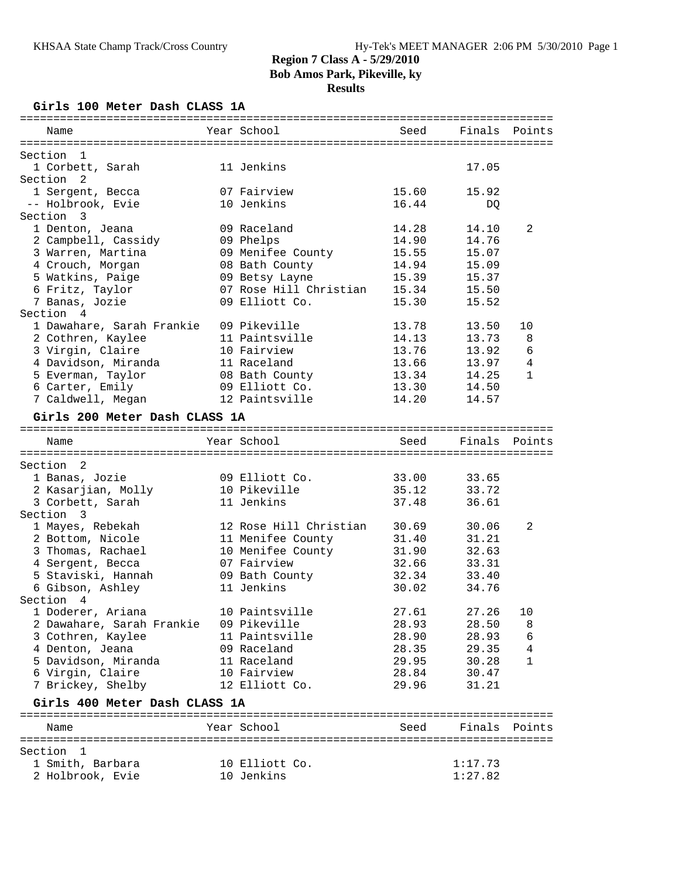# Region 7 Class A - 5/29/2010
## Bob Amos Park, Pikeville, ky
### Results

### Girls 100 Meter Dash CLASS 1A

| Name | Year | School | Seed | Finals | Points |
|---|---|---|---|---|---|
| **Section 1** | | | | | |
| 1 Corbett, Sarah | 11 | Jenkins | | 17.05 | |
| **Section 2** | | | | | |
| 1 Sergent, Becca | 07 | Fairview | 15.60 | 15.92 | |
| -- Holbrook, Evie | 10 | Jenkins | 16.44 | DQ | |
| **Section 3** | | | | | |
| 1 Denton, Jeana | 09 | Raceland | 14.28 | 14.10 | 2 |
| 2 Campbell, Cassidy | 09 | Phelps | 14.90 | 14.76 | |
| 3 Warren, Martina | 09 | Menifee County | 15.55 | 15.07 | |
| 4 Crouch, Morgan | 08 | Bath County | 14.94 | 15.09 | |
| 5 Watkins, Paige | 09 | Betsy Layne | 15.39 | 15.37 | |
| 6 Fritz, Taylor | 07 | Rose Hill Christian | 15.34 | 15.50 | |
| 7 Banas, Jozie | 09 | Elliott Co. | 15.30 | 15.52 | |
| **Section 4** | | | | | |
| 1 Dawahare, Sarah Frankie | 09 | Pikeville | 13.78 | 13.50 | 10 |
| 2 Cothren, Kaylee | 11 | Paintsville | 14.13 | 13.73 | 8 |
| 3 Virgin, Claire | 10 | Fairview | 13.76 | 13.92 | 6 |
| 4 Davidson, Miranda | 11 | Raceland | 13.66 | 13.97 | 4 |
| 5 Everman, Taylor | 08 | Bath County | 13.34 | 14.25 | 1 |
| 6 Carter, Emily | 09 | Elliott Co. | 13.30 | 14.50 | |
| 7 Caldwell, Megan | 12 | Paintsville | 14.20 | 14.57 | |

### Girls 200 Meter Dash CLASS 1A

| Name | Year | School | Seed | Finals | Points |
|---|---|---|---|---|---|
| **Section 2** | | | | | |
| 1 Banas, Jozie | 09 | Elliott Co. | 33.00 | 33.65 | |
| 2 Kasarjian, Molly | 10 | Pikeville | 35.12 | 33.72 | |
| 3 Corbett, Sarah | 11 | Jenkins | 37.48 | 36.61 | |
| **Section 3** | | | | | |
| 1 Mayes, Rebekah | 12 | Rose Hill Christian | 30.69 | 30.06 | 2 |
| 2 Bottom, Nicole | 11 | Menifee County | 31.40 | 31.21 | |
| 3 Thomas, Rachael | 10 | Menifee County | 31.90 | 32.63 | |
| 4 Sergent, Becca | 07 | Fairview | 32.66 | 33.31 | |
| 5 Staviski, Hannah | 09 | Bath County | 32.34 | 33.40 | |
| 6 Gibson, Ashley | 11 | Jenkins | 30.02 | 34.76 | |
| **Section 4** | | | | | |
| 1 Doderer, Ariana | 10 | Paintsville | 27.61 | 27.26 | 10 |
| 2 Dawahare, Sarah Frankie | 09 | Pikeville | 28.93 | 28.50 | 8 |
| 3 Cothren, Kaylee | 11 | Paintsville | 28.90 | 28.93 | 6 |
| 4 Denton, Jeana | 09 | Raceland | 28.35 | 29.35 | 4 |
| 5 Davidson, Miranda | 11 | Raceland | 29.95 | 30.28 | 1 |
| 6 Virgin, Claire | 10 | Fairview | 28.84 | 30.47 | |
| 7 Brickey, Shelby | 12 | Elliott Co. | 29.96 | 31.21 | |

### Girls 400 Meter Dash CLASS 1A

| Name | Year | School | Seed | Finals | Points |
|---|---|---|---|---|---|
| **Section 1** | | | | | |
| 1 Smith, Barbara | 10 | Elliott Co. | | 1:17.73 | |
| 2 Holbrook, Evie | 10 | Jenkins | | 1:27.82 | |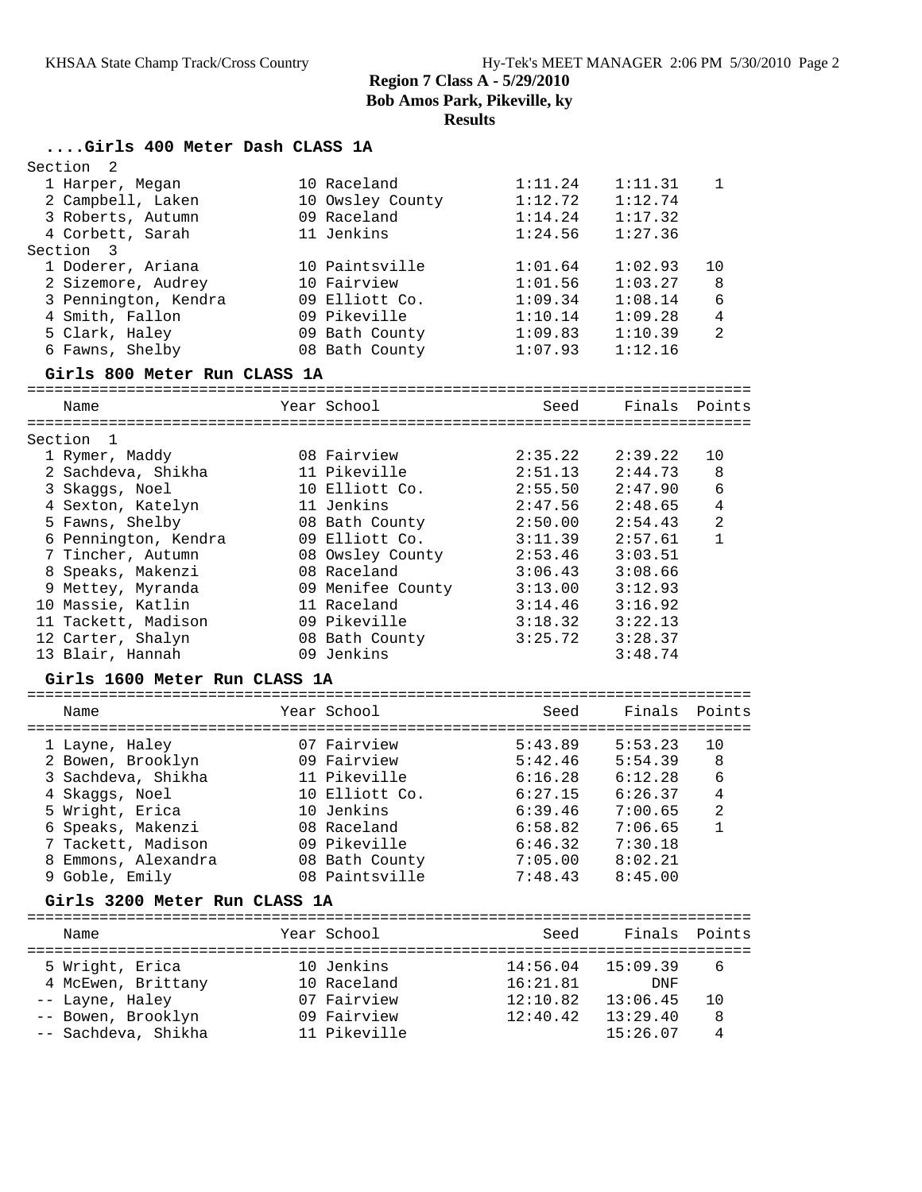**Region 7 Class A - 5/29/2010**
**Bob Amos Park, Pikeville, ky**
**Results**

### ....Girls 400 Meter Dash CLASS 1A

| | Name | Year | School | Seed | Finals | Points |
|---|---|---|---|---|---|---|
| Section 2 | | | | | | |
| 1 | Harper, Megan | 10 | Raceland | 1:11.24 | 1:11.31 | 1 |
| 2 | Campbell, Laken | 10 | Owsley County | 1:12.72 | 1:12.74 | |
| 3 | Roberts, Autumn | 09 | Raceland | 1:14.24 | 1:17.32 | |
| 4 | Corbett, Sarah | 11 | Jenkins | 1:24.56 | 1:27.36 | |
| Section 3 | | | | | | |
| 1 | Doderer, Ariana | 10 | Paintsville | 1:01.64 | 1:02.93 | 10 |
| 2 | Sizemore, Audrey | 10 | Fairview | 1:01.56 | 1:03.27 | 8 |
| 3 | Pennington, Kendra | 09 | Elliott Co. | 1:09.34 | 1:08.14 | 6 |
| 4 | Smith, Fallon | 09 | Pikeville | 1:10.14 | 1:09.28 | 4 |
| 5 | Clark, Haley | 09 | Bath County | 1:09.83 | 1:10.39 | 2 |
| 6 | Fawns, Shelby | 08 | Bath County | 1:07.93 | 1:12.16 | |

### Girls 800 Meter Run CLASS 1A

| | Name | Year | School | Seed | Finals | Points |
|---|---|---|---|---|---|---|
| Section 1 | | | | | | |
| 1 | Rymer, Maddy | 08 | Fairview | 2:35.22 | 2:39.22 | 10 |
| 2 | Sachdeva, Shikha | 11 | Pikeville | 2:51.13 | 2:44.73 | 8 |
| 3 | Skaggs, Noel | 10 | Elliott Co. | 2:55.50 | 2:47.90 | 6 |
| 4 | Sexton, Katelyn | 11 | Jenkins | 2:47.56 | 2:48.65 | 4 |
| 5 | Fawns, Shelby | 08 | Bath County | 2:50.00 | 2:54.43 | 2 |
| 6 | Pennington, Kendra | 09 | Elliott Co. | 3:11.39 | 2:57.61 | 1 |
| 7 | Tincher, Autumn | 08 | Owsley County | 2:53.46 | 3:03.51 | |
| 8 | Speaks, Makenzi | 08 | Raceland | 3:06.43 | 3:08.66 | |
| 9 | Mettey, Myranda | 09 | Menifee County | 3:13.00 | 3:12.93 | |
| 10 | Massie, Katlin | 11 | Raceland | 3:14.46 | 3:16.92 | |
| 11 | Tackett, Madison | 09 | Pikeville | 3:18.32 | 3:22.13 | |
| 12 | Carter, Shalyn | 08 | Bath County | 3:25.72 | 3:28.37 | |
| 13 | Blair, Hannah | 09 | Jenkins | | 3:48.74 | |

### Girls 1600 Meter Run CLASS 1A

| | Name | Year | School | Seed | Finals | Points |
|---|---|---|---|---|---|---|
| 1 | Layne, Haley | 07 | Fairview | 5:43.89 | 5:53.23 | 10 |
| 2 | Bowen, Brooklyn | 09 | Fairview | 5:42.46 | 5:54.39 | 8 |
| 3 | Sachdeva, Shikha | 11 | Pikeville | 6:16.28 | 6:12.28 | 6 |
| 4 | Skaggs, Noel | 10 | Elliott Co. | 6:27.15 | 6:26.37 | 4 |
| 5 | Wright, Erica | 10 | Jenkins | 6:39.46 | 7:00.65 | 2 |
| 6 | Speaks, Makenzi | 08 | Raceland | 6:58.82 | 7:06.65 | 1 |
| 7 | Tackett, Madison | 09 | Pikeville | 6:46.32 | 7:30.18 | |
| 8 | Emmons, Alexandra | 08 | Bath County | 7:05.00 | 8:02.21 | |
| 9 | Goble, Emily | 08 | Paintsville | 7:48.43 | 8:45.00 | |

### Girls 3200 Meter Run CLASS 1A

| | Name | Year | School | Seed | Finals | Points |
|---|---|---|---|---|---|---|
| 5 | Wright, Erica | 10 | Jenkins | 14:56.04 | 15:09.39 | 6 |
| 4 | McEwen, Brittany | 10 | Raceland | 16:21.81 | DNF | |
| -- | Layne, Haley | 07 | Fairview | 12:10.82 | 13:06.45 | 10 |
| -- | Bowen, Brooklyn | 09 | Fairview | 12:40.42 | 13:29.40 | 8 |
| -- | Sachdeva, Shikha | 11 | Pikeville | | 15:26.07 | 4 |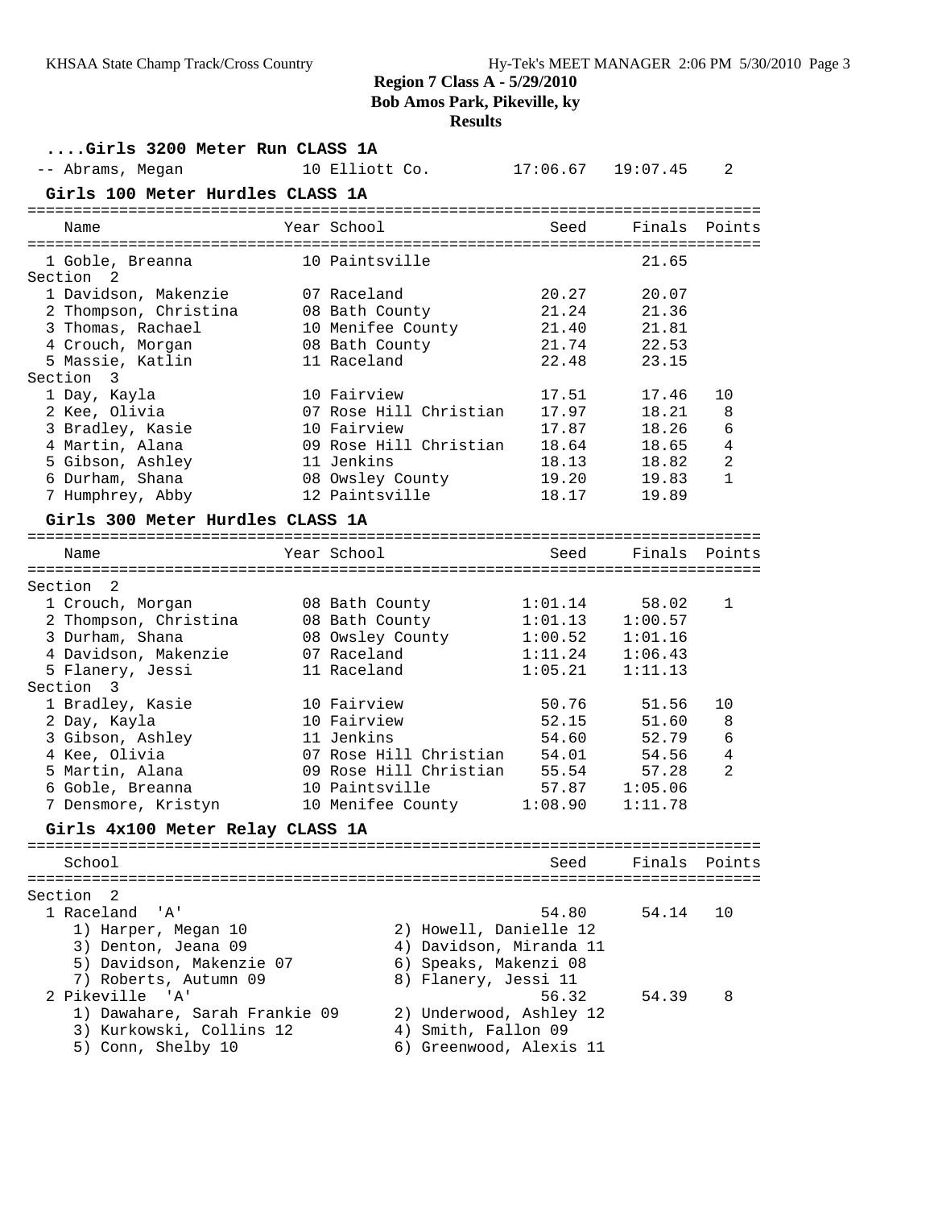**Region 7 Class A - 5/29/2010**
**Bob Amos Park, Pikeville, ky**
**Results**

### ....Girls 3200 Meter Run CLASS 1A

| Place | Name | Year | School | Seed | Finals | Points |
|---|---|---|---|---|---|---|
| -- | Abrams, Megan | 10 | Elliott Co. | 17:06.67 | 19:07.45 | 2 |

### Girls 100 Meter Hurdles CLASS 1A

| Place | Name | Year | School | Seed | Finals | Points |
|---|---|---|---|---|---|---|
| 1 | Goble, Breanna | 10 | Paintsville | | 21.65 | |
| **Section 2** | | | | | | |
| 1 | Davidson, Makenzie | 07 | Raceland | 20.27 | 20.07 | |
| 2 | Thompson, Christina | 08 | Bath County | 21.24 | 21.36 | |
| 3 | Thomas, Rachael | 10 | Menifee County | 21.40 | 21.81 | |
| 4 | Crouch, Morgan | 08 | Bath County | 21.74 | 22.53 | |
| 5 | Massie, Katlin | 11 | Raceland | 22.48 | 23.15 | |
| **Section 3** | | | | | | |
| 1 | Day, Kayla | 10 | Fairview | 17.51 | 17.46 | 10 |
| 2 | Kee, Olivia | 07 | Rose Hill Christian | 17.97 | 18.21 | 8 |
| 3 | Bradley, Kasie | 10 | Fairview | 17.87 | 18.26 | 6 |
| 4 | Martin, Alana | 09 | Rose Hill Christian | 18.64 | 18.65 | 4 |
| 5 | Gibson, Ashley | 11 | Jenkins | 18.13 | 18.82 | 2 |
| 6 | Durham, Shana | 08 | Owsley County | 19.20 | 19.83 | 1 |
| 7 | Humphrey, Abby | 12 | Paintsville | 18.17 | 19.89 | |

### Girls 300 Meter Hurdles CLASS 1A

| Place | Name | Year | School | Seed | Finals | Points |
|---|---|---|---|---|---|---|
| **Section 2** | | | | | | |
| 1 | Crouch, Morgan | 08 | Bath County | 1:01.14 | 58.02 | 1 |
| 2 | Thompson, Christina | 08 | Bath County | 1:01.13 | 1:00.57 | |
| 3 | Durham, Shana | 08 | Owsley County | 1:00.52 | 1:01.16 | |
| 4 | Davidson, Makenzie | 07 | Raceland | 1:11.24 | 1:06.43 | |
| 5 | Flanery, Jessi | 11 | Raceland | 1:05.21 | 1:11.13 | |
| **Section 3** | | | | | | |
| 1 | Bradley, Kasie | 10 | Fairview | 50.76 | 51.56 | 10 |
| 2 | Day, Kayla | 10 | Fairview | 52.15 | 51.60 | 8 |
| 3 | Gibson, Ashley | 11 | Jenkins | 54.60 | 52.79 | 6 |
| 4 | Kee, Olivia | 07 | Rose Hill Christian | 54.01 | 54.56 | 4 |
| 5 | Martin, Alana | 09 | Rose Hill Christian | 55.54 | 57.28 | 2 |
| 6 | Goble, Breanna | 10 | Paintsville | 57.87 | 1:05.06 | |
| 7 | Densmore, Kristyn | 10 | Menifee County | 1:08.90 | 1:11.78 | |

### Girls 4x100 Meter Relay CLASS 1A

| Place | School | Seed | Finals | Points |
|---|---|---|---|---|
| **Section 2** | | | | |
| 1 | Raceland 'A' | 54.80 | 54.14 | 10 |
| 2 | Pikeville 'A' | 56.32 | 54.39 | 8 |

Raceland 'A':
1) Harper, Megan 10
2) Howell, Danielle 12
3) Denton, Jeana 09
4) Davidson, Miranda 11
5) Davidson, Makenzie 07
6) Speaks, Makenzi 08
7) Roberts, Autumn 09
8) Flanery, Jessi 11

Pikeville 'A':
1) Dawahare, Sarah Frankie 09
2) Underwood, Ashley 12
3) Kurkowski, Collins 12
4) Smith, Fallon 09
5) Conn, Shelby 10
6) Greenwood, Alexis 11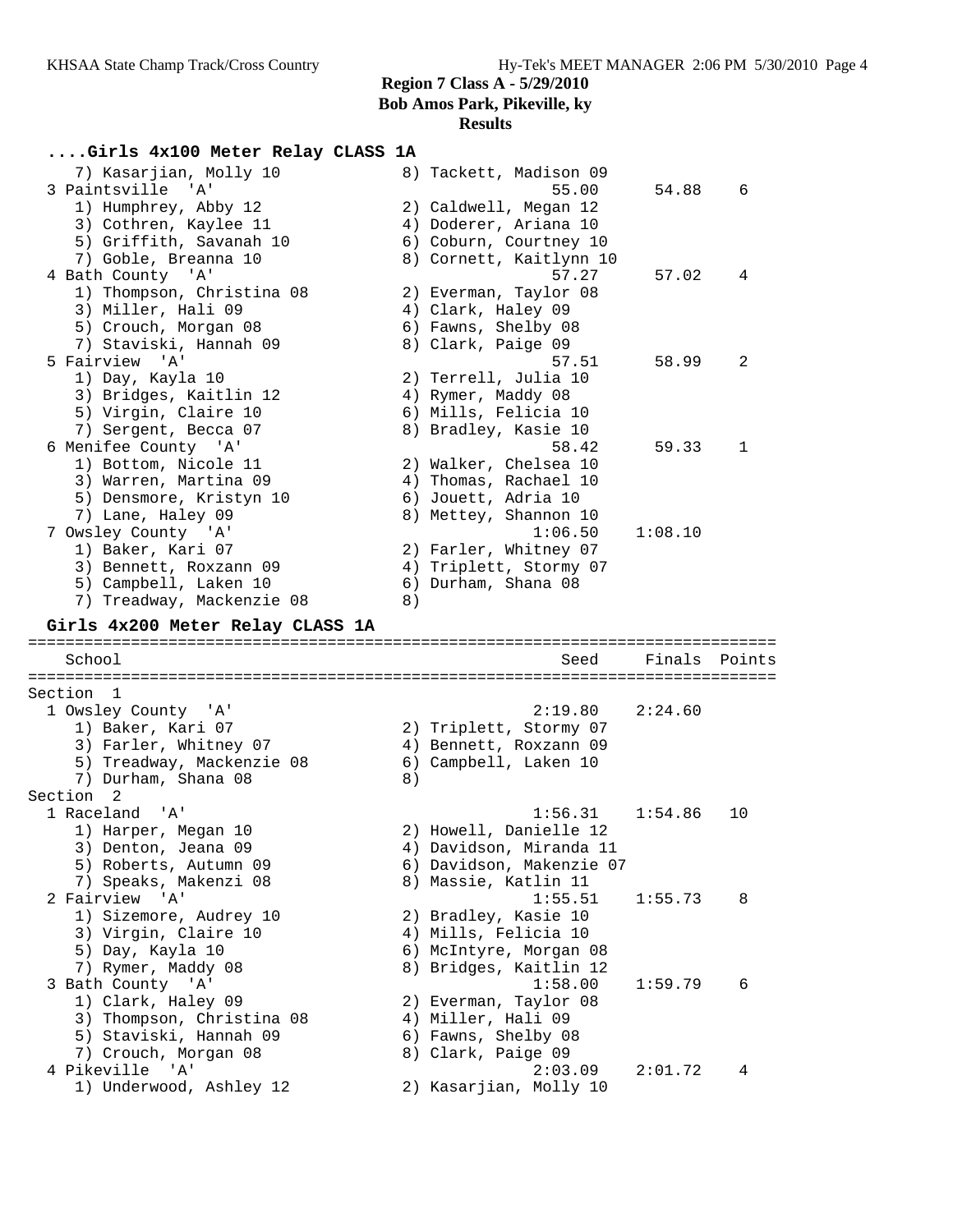## Region 7 Class A - 5/29/2010
## Bob Amos Park, Pikeville, ky
## Results

### ....Girls 4x100 Meter Relay CLASS 1A

```
    7) Kasarjian, Molly 10             8) Tackett, Madison 09
  3 Paintsville  'A'                             55.00      54.88    6
    1) Humphrey, Abby 12               2) Caldwell, Megan 12
    3) Cothren, Kaylee 11              4) Doderer, Ariana 10
    5) Griffith, Savanah 10            6) Coburn, Courtney 10
    7) Goble, Breanna 10               8) Cornett, Kaitlynn 10
  4 Bath County  'A'                             57.27      57.02    4
    1) Thompson, Christina 08          2) Everman, Taylor 08
    3) Miller, Hali 09                 4) Clark, Haley 09
    5) Crouch, Morgan 08               6) Fawns, Shelby 08
    7) Staviski, Hannah 09             8) Clark, Paige 09
  5 Fairview  'A'                                57.51      58.99    2
    1) Day, Kayla 10                   2) Terrell, Julia 10
    3) Bridges, Kaitlin 12             4) Rymer, Maddy 08
    5) Virgin, Claire 10               6) Mills, Felicia 10
    7) Sergent, Becca 07               8) Bradley, Kasie 10
  6 Menifee County  'A'                          58.42      59.33    1
    1) Bottom, Nicole 11               2) Walker, Chelsea 10
    3) Warren, Martina 09              4) Thomas, Rachael 10
    5) Densmore, Kristyn 10            6) Jouett, Adria 10
    7) Lane, Haley 09                  8) Mettey, Shannon 10
  7 Owsley County  'A'                         1:06.50    1:08.10
    1) Baker, Kari 07                  2) Farler, Whitney 07
    3) Bennett, Roxzann 09             4) Triplett, Stormy 07
    5) Campbell, Laken 10              6) Durham, Shana 08
    7) Treadway, Mackenzie 08          8)
```

### Girls 4x200 Meter Relay CLASS 1A

```
================================================================================
    School                                           Seed     Finals  Points
================================================================================
Section  1
  1 Owsley County  'A'                         2:19.80    2:24.60
    1) Baker, Kari 07                  2) Triplett, Stormy 07
    3) Farler, Whitney 07              4) Bennett, Roxzann 09
    5) Treadway, Mackenzie 08          6) Campbell, Laken 10
    7) Durham, Shana 08                8)
Section  2
  1 Raceland  'A'                              1:56.31    1:54.86   10
    1) Harper, Megan 10                2) Howell, Danielle 12
    3) Denton, Jeana 09                4) Davidson, Miranda 11
    5) Roberts, Autumn 09              6) Davidson, Makenzie 07
    7) Speaks, Makenzi 08              8) Massie, Katlin 11
  2 Fairview  'A'                              1:55.51    1:55.73    8
    1) Sizemore, Audrey 10             2) Bradley, Kasie 10
    3) Virgin, Claire 10               4) Mills, Felicia 10
    5) Day, Kayla 10                   6) McIntyre, Morgan 08
    7) Rymer, Maddy 08                 8) Bridges, Kaitlin 12
  3 Bath County  'A'                           1:58.00    1:59.79    6
    1) Clark, Haley 09                 2) Everman, Taylor 08
    3) Thompson, Christina 08          4) Miller, Hali 09
    5) Staviski, Hannah 09             6) Fawns, Shelby 08
    7) Crouch, Morgan 08               8) Clark, Paige 09
  4 Pikeville  'A'                             2:03.09    2:01.72    4
    1) Underwood, Ashley 12            2) Kasarjian, Molly 10
```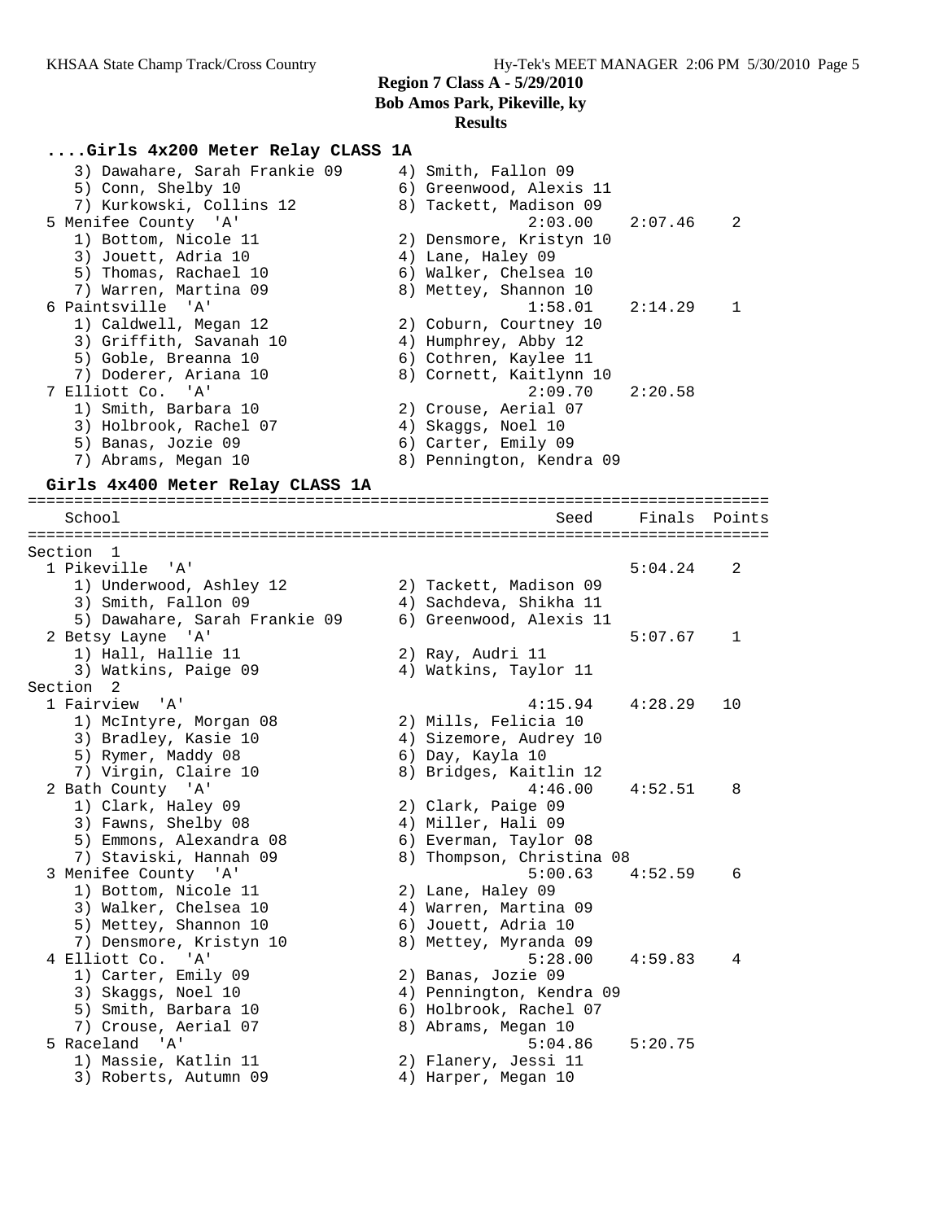**Region 7 Class A - 5/29/2010**
**Bob Amos Park, Pikeville, ky**
**Results**

### ....Girls 4x200 Meter Relay CLASS 1A

```
    3) Dawahare, Sarah Frankie 09      4) Smith, Fallon 09
    5) Conn, Shelby 10                 6) Greenwood, Alexis 11
    7) Kurkowski, Collins 12           8) Tackett, Madison 09
  5 Menifee County  'A'                          2:03.00    2:07.46    2
    1) Bottom, Nicole 11               2) Densmore, Kristyn 10
    3) Jouett, Adria 10                4) Lane, Haley 09
    5) Thomas, Rachael 10              6) Walker, Chelsea 10
    7) Warren, Martina 09              8) Mettey, Shannon 10
  6 Paintsville  'A'                             1:58.01    2:14.29    1
    1) Caldwell, Megan 12              2) Coburn, Courtney 10
    3) Griffith, Savanah 10            4) Humphrey, Abby 12
    5) Goble, Breanna 10               6) Cothren, Kaylee 11
    7) Doderer, Ariana 10              8) Cornett, Kaitlynn 10
  7 Elliott Co.  'A'                             2:09.70    2:20.58
    1) Smith, Barbara 10               2) Crouse, Aerial 07
    3) Holbrook, Rachel 07             4) Skaggs, Noel 10
    5) Banas, Jozie 09                 6) Carter, Emily 09
    7) Abrams, Megan 10                8) Pennington, Kendra 09
```

### Girls 4x400 Meter Relay CLASS 1A

```
================================================================================
    School                                          Seed     Finals  Points
================================================================================
Section  1
  1 Pikeville  'A'                                          5:04.24    2
    1) Underwood, Ashley 12            2) Tackett, Madison 09
    3) Smith, Fallon 09                4) Sachdeva, Shikha 11
    5) Dawahare, Sarah Frankie 09      6) Greenwood, Alexis 11
  2 Betsy Layne  'A'                                        5:07.67    1
    1) Hall, Hallie 11                 2) Ray, Audri 11
    3) Watkins, Paige 09               4) Watkins, Taylor 11
Section  2
  1 Fairview  'A'                                4:15.94    4:28.29   10
    1) McIntyre, Morgan 08             2) Mills, Felicia 10
    3) Bradley, Kasie 10               4) Sizemore, Audrey 10
    5) Rymer, Maddy 08                 6) Day, Kayla 10
    7) Virgin, Claire 10               8) Bridges, Kaitlin 12
  2 Bath County  'A'                             4:46.00    4:52.51    8
    1) Clark, Haley 09                 2) Clark, Paige 09
    3) Fawns, Shelby 08                4) Miller, Hali 09
    5) Emmons, Alexandra 08            6) Everman, Taylor 08
    7) Staviski, Hannah 09             8) Thompson, Christina 08
  3 Menifee County  'A'                          5:00.63    4:52.59    6
    1) Bottom, Nicole 11               2) Lane, Haley 09
    3) Walker, Chelsea 10              4) Warren, Martina 09
    5) Mettey, Shannon 10              6) Jouett, Adria 10
    7) Densmore, Kristyn 10            8) Mettey, Myranda 09
  4 Elliott Co.  'A'                             5:28.00    4:59.83    4
    1) Carter, Emily 09                2) Banas, Jozie 09
    3) Skaggs, Noel 10                 4) Pennington, Kendra 09
    5) Smith, Barbara 10               6) Holbrook, Rachel 07
    7) Crouse, Aerial 07               8) Abrams, Megan 10
  5 Raceland  'A'                                5:04.86    5:20.75
    1) Massie, Katlin 11               2) Flanery, Jessi 11
    3) Roberts, Autumn 09              4) Harper, Megan 10
```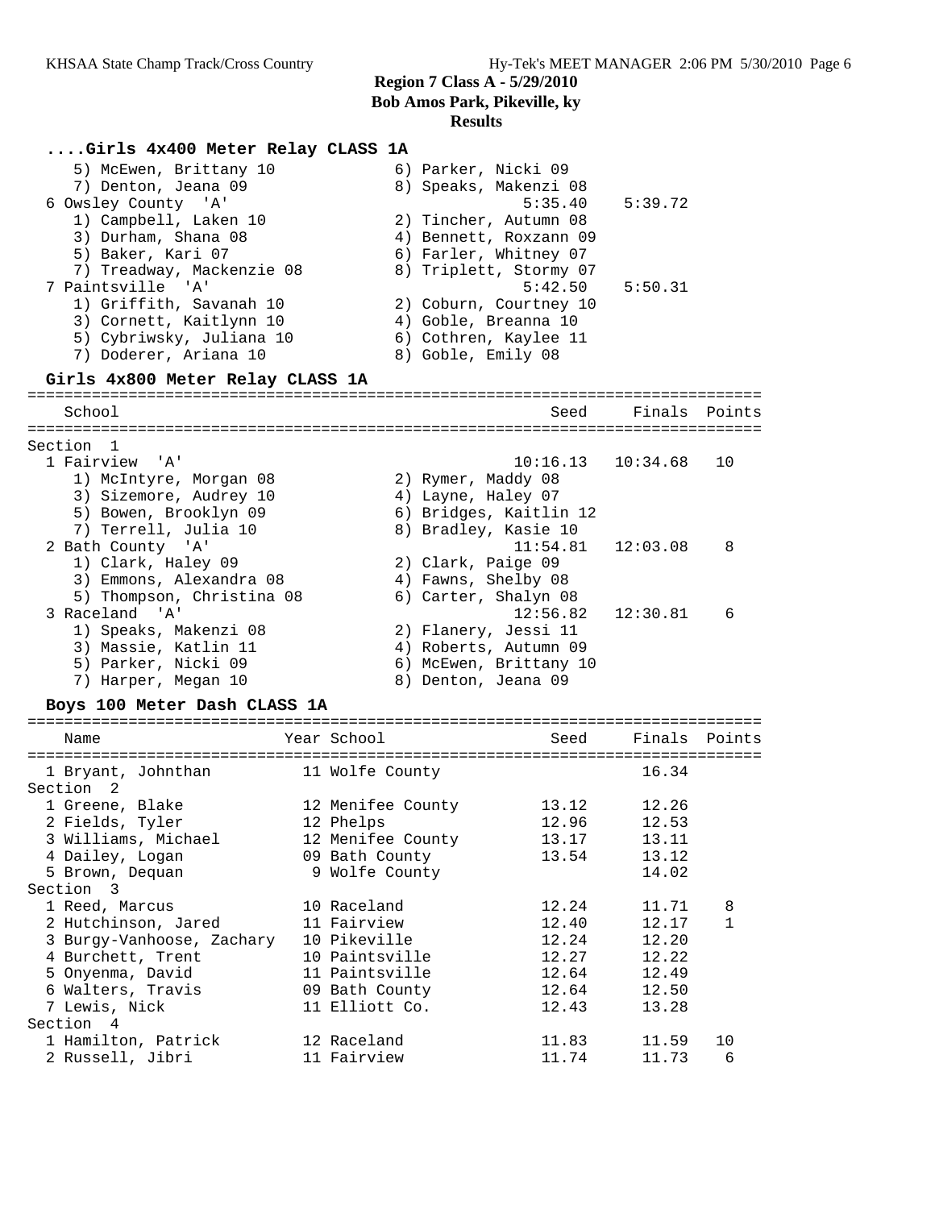**Region 7 Class A - 5/29/2010**
**Bob Amos Park, Pikeville, ky**
**Results**

### ....Girls 4x400 Meter Relay CLASS 1A

| School | Seed | Finals | Points |
|---|---|---|---|
| 5) McEwen, Brittany 10 / 6) Parker, Nicki 09 | | | |
| 7) Denton, Jeana 09 / 8) Speaks, Makenzi 08 | | | |
| 6 Owsley County 'A' | 5:35.40 | 5:39.72 | |
| 1) Campbell, Laken 10 / 2) Tincher, Autumn 08 | | | |
| 3) Durham, Shana 08 / 4) Bennett, Roxzann 09 | | | |
| 5) Baker, Kari 07 / 6) Farler, Whitney 07 | | | |
| 7) Treadway, Mackenzie 08 / 8) Triplett, Stormy 07 | | | |
| 7 Paintsville 'A' | 5:42.50 | 5:50.31 | |
| 1) Griffith, Savanah 10 / 2) Coburn, Courtney 10 | | | |
| 3) Cornett, Kaitlynn 10 / 4) Goble, Breanna 10 | | | |
| 5) Cybriwsky, Juliana 10 / 6) Cothren, Kaylee 11 | | | |
| 7) Doderer, Ariana 10 / 8) Goble, Emily 08 | | | |

### Girls 4x800 Meter Relay CLASS 1A

| School | Seed | Finals | Points |
|---|---|---|---|
| Section 1 | | | |
| 1 Fairview 'A' | 10:16.13 | 10:34.68 | 10 |
| 1) McIntyre, Morgan 08 / 2) Rymer, Maddy 08 | | | |
| 3) Sizemore, Audrey 10 / 4) Layne, Haley 07 | | | |
| 5) Bowen, Brooklyn 09 / 6) Bridges, Kaitlin 12 | | | |
| 7) Terrell, Julia 10 / 8) Bradley, Kasie 10 | | | |
| 2 Bath County 'A' | 11:54.81 | 12:03.08 | 8 |
| 1) Clark, Haley 09 / 2) Clark, Paige 09 | | | |
| 3) Emmons, Alexandra 08 / 4) Fawns, Shelby 08 | | | |
| 5) Thompson, Christina 08 / 6) Carter, Shalyn 08 | | | |
| 3 Raceland 'A' | 12:56.82 | 12:30.81 | 6 |
| 1) Speaks, Makenzi 08 / 2) Flanery, Jessi 11 | | | |
| 3) Massie, Katlin 11 / 4) Roberts, Autumn 09 | | | |
| 5) Parker, Nicki 09 / 6) McEwen, Brittany 10 | | | |
| 7) Harper, Megan 10 / 8) Denton, Jeana 09 | | | |

### Boys 100 Meter Dash CLASS 1A

| Name | Year | School | Seed | Finals | Points |
|---|---|---|---|---|---|
| 1 Bryant, Johnthan | 11 | Wolfe County | | 16.34 | |
| Section 2 | | | | | |
| 1 Greene, Blake | 12 | Menifee County | 13.12 | 12.26 | |
| 2 Fields, Tyler | 12 | Phelps | 12.96 | 12.53 | |
| 3 Williams, Michael | 12 | Menifee County | 13.17 | 13.11 | |
| 4 Dailey, Logan | 09 | Bath County | 13.54 | 13.12 | |
| 5 Brown, Dequan | 9 | Wolfe County | | 14.02 | |
| Section 3 | | | | | |
| 1 Reed, Marcus | 10 | Raceland | 12.24 | 11.71 | 8 |
| 2 Hutchinson, Jared | 11 | Fairview | 12.40 | 12.17 | 1 |
| 3 Burgy-Vanhoose, Zachary | 10 | Pikeville | 12.24 | 12.20 | |
| 4 Burchett, Trent | 10 | Paintsville | 12.27 | 12.22 | |
| 5 Onyenma, David | 11 | Paintsville | 12.64 | 12.49 | |
| 6 Walters, Travis | 09 | Bath County | 12.64 | 12.50 | |
| 7 Lewis, Nick | 11 | Elliott Co. | 12.43 | 13.28 | |
| Section 4 | | | | | |
| 1 Hamilton, Patrick | 12 | Raceland | 11.83 | 11.59 | 10 |
| 2 Russell, Jibri | 11 | Fairview | 11.74 | 11.73 | 6 |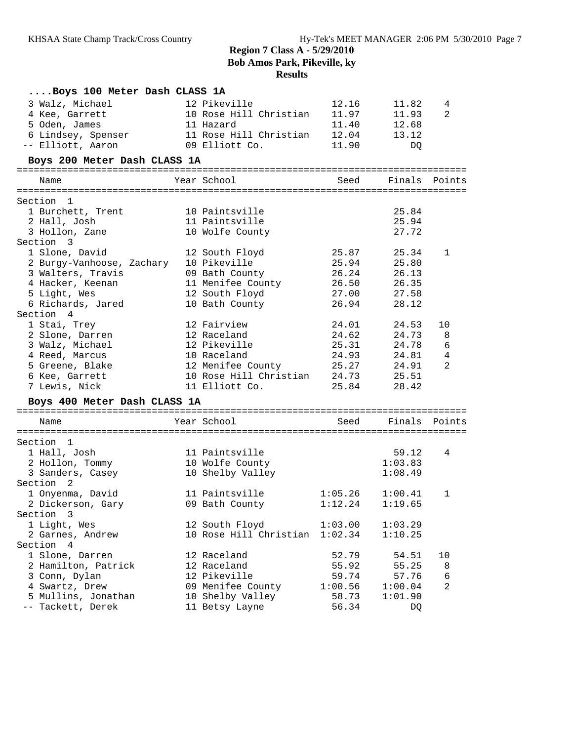## Region 7 Class A - 5/29/2010
## Bob Amos Park, Pikeville, ky
## Results

### ....Boys 100 Meter Dash CLASS 1A

| Name | Year | School | Seed | Finals | Points |
|---|---|---|---|---|---|
| 3 Walz, Michael | 12 | Pikeville | 12.16 | 11.82 | 4 |
| 4 Kee, Garrett | 10 | Rose Hill Christian | 11.97 | 11.93 | 2 |
| 5 Oden, James | 11 | Hazard | 11.40 | 12.68 | |
| 6 Lindsey, Spenser | 11 | Rose Hill Christian | 12.04 | 13.12 | |
| -- Elliott, Aaron | 09 | Elliott Co. | 11.90 | DQ | |

### Boys 200 Meter Dash CLASS 1A

| Name | Year | School | Seed | Finals | Points |
|---|---|---|---|---|---|
| **Section 1** | | | | | |
| 1 Burchett, Trent | 10 | Paintsville | | 25.84 | |
| 2 Hall, Josh | 11 | Paintsville | | 25.94 | |
| 3 Hollon, Zane | 10 | Wolfe County | | 27.72 | |
| **Section 3** | | | | | |
| 1 Slone, David | 12 | South Floyd | 25.87 | 25.34 | 1 |
| 2 Burgy-Vanhoose, Zachary | 10 | Pikeville | 25.94 | 25.80 | |
| 3 Walters, Travis | 09 | Bath County | 26.24 | 26.13 | |
| 4 Hacker, Keenan | 11 | Menifee County | 26.50 | 26.35 | |
| 5 Light, Wes | 12 | South Floyd | 27.00 | 27.58 | |
| 6 Richards, Jared | 10 | Bath County | 26.94 | 28.12 | |
| **Section 4** | | | | | |
| 1 Stai, Trey | 12 | Fairview | 24.01 | 24.53 | 10 |
| 2 Slone, Darren | 12 | Raceland | 24.62 | 24.73 | 8 |
| 3 Walz, Michael | 12 | Pikeville | 25.31 | 24.78 | 6 |
| 4 Reed, Marcus | 10 | Raceland | 24.93 | 24.81 | 4 |
| 5 Greene, Blake | 12 | Menifee County | 25.27 | 24.91 | 2 |
| 6 Kee, Garrett | 10 | Rose Hill Christian | 24.73 | 25.51 | |
| 7 Lewis, Nick | 11 | Elliott Co. | 25.84 | 28.42 | |

### Boys 400 Meter Dash CLASS 1A

| Name | Year | School | Seed | Finals | Points |
|---|---|---|---|---|---|
| **Section 1** | | | | | |
| 1 Hall, Josh | 11 | Paintsville | | 59.12 | 4 |
| 2 Hollon, Tommy | 10 | Wolfe County | | 1:03.83 | |
| 3 Sanders, Casey | 10 | Shelby Valley | | 1:08.49 | |
| **Section 2** | | | | | |
| 1 Onyenma, David | 11 | Paintsville | 1:05.26 | 1:00.41 | 1 |
| 2 Dickerson, Gary | 09 | Bath County | 1:12.24 | 1:19.65 | |
| **Section 3** | | | | | |
| 1 Light, Wes | 12 | South Floyd | 1:03.00 | 1:03.29 | |
| 2 Garnes, Andrew | 10 | Rose Hill Christian | 1:02.34 | 1:10.25 | |
| **Section 4** | | | | | |
| 1 Slone, Darren | 12 | Raceland | 52.79 | 54.51 | 10 |
| 2 Hamilton, Patrick | 12 | Raceland | 55.92 | 55.25 | 8 |
| 3 Conn, Dylan | 12 | Pikeville | 59.74 | 57.76 | 6 |
| 4 Swartz, Drew | 09 | Menifee County | 1:00.56 | 1:00.04 | 2 |
| 5 Mullins, Jonathan | 10 | Shelby Valley | 58.73 | 1:01.90 | |
| -- Tackett, Derek | 11 | Betsy Layne | 56.34 | DQ | |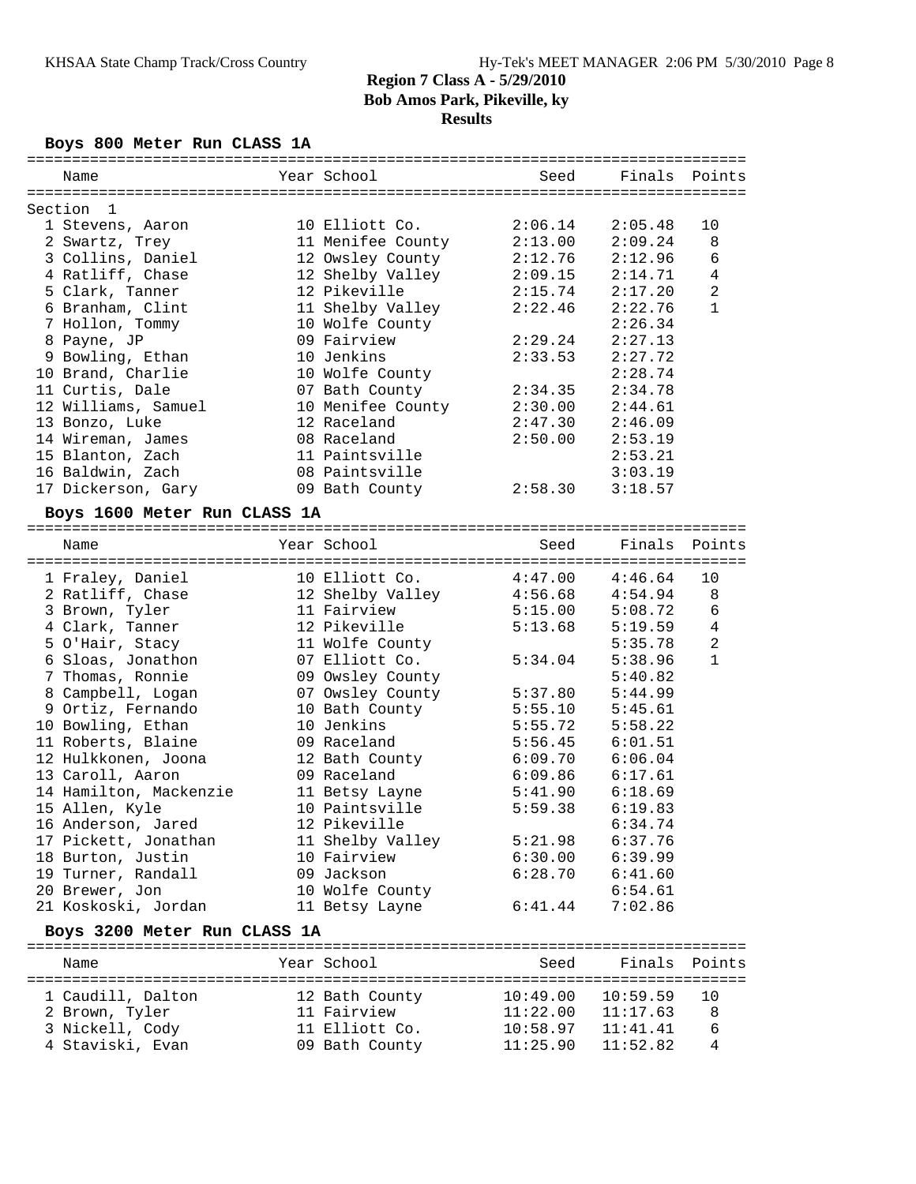# Region 7 Class A - 5/29/2010

**Bob Amos Park, Pikeville, ky**

**Results**

## Boys 800 Meter Run CLASS 1A

| | Name | Year | School | Seed | Finals | Points |
|---|---|---|---|---|---|---|
| Section 1 | | | | | | |
| 1 | Stevens, Aaron | 10 | Elliott Co. | 2:06.14 | 2:05.48 | 10 |
| 2 | Swartz, Trey | 11 | Menifee County | 2:13.00 | 2:09.24 | 8 |
| 3 | Collins, Daniel | 12 | Owsley County | 2:12.76 | 2:12.96 | 6 |
| 4 | Ratliff, Chase | 12 | Shelby Valley | 2:09.15 | 2:14.71 | 4 |
| 5 | Clark, Tanner | 12 | Pikeville | 2:15.74 | 2:17.20 | 2 |
| 6 | Branham, Clint | 11 | Shelby Valley | 2:22.46 | 2:22.76 | 1 |
| 7 | Hollon, Tommy | 10 | Wolfe County | | 2:26.34 | |
| 8 | Payne, JP | 09 | Fairview | 2:29.24 | 2:27.13 | |
| 9 | Bowling, Ethan | 10 | Jenkins | 2:33.53 | 2:27.72 | |
| 10 | Brand, Charlie | 10 | Wolfe County | | 2:28.74 | |
| 11 | Curtis, Dale | 07 | Bath County | 2:34.35 | 2:34.78 | |
| 12 | Williams, Samuel | 10 | Menifee County | 2:30.00 | 2:44.61 | |
| 13 | Bonzo, Luke | 12 | Raceland | 2:47.30 | 2:46.09 | |
| 14 | Wireman, James | 08 | Raceland | 2:50.00 | 2:53.19 | |
| 15 | Blanton, Zach | 11 | Paintsville | | 2:53.21 | |
| 16 | Baldwin, Zach | 08 | Paintsville | | 3:03.19 | |
| 17 | Dickerson, Gary | 09 | Bath County | 2:58.30 | 3:18.57 | |

## Boys 1600 Meter Run CLASS 1A

| | Name | Year | School | Seed | Finals | Points |
|---|---|---|---|---|---|---|
| 1 | Fraley, Daniel | 10 | Elliott Co. | 4:47.00 | 4:46.64 | 10 |
| 2 | Ratliff, Chase | 12 | Shelby Valley | 4:56.68 | 4:54.94 | 8 |
| 3 | Brown, Tyler | 11 | Fairview | 5:15.00 | 5:08.72 | 6 |
| 4 | Clark, Tanner | 12 | Pikeville | 5:13.68 | 5:19.59 | 4 |
| 5 | O'Hair, Stacy | 11 | Wolfe County | | 5:35.78 | 2 |
| 6 | Sloas, Jonathon | 07 | Elliott Co. | 5:34.04 | 5:38.96 | 1 |
| 7 | Thomas, Ronnie | 09 | Owsley County | | 5:40.82 | |
| 8 | Campbell, Logan | 07 | Owsley County | 5:37.80 | 5:44.99 | |
| 9 | Ortiz, Fernando | 10 | Bath County | 5:55.10 | 5:45.61 | |
| 10 | Bowling, Ethan | 10 | Jenkins | 5:55.72 | 5:58.22 | |
| 11 | Roberts, Blaine | 09 | Raceland | 5:56.45 | 6:01.51 | |
| 12 | Hulkkonen, Joona | 12 | Bath County | 6:09.70 | 6:06.04 | |
| 13 | Caroll, Aaron | 09 | Raceland | 6:09.86 | 6:17.61 | |
| 14 | Hamilton, Mackenzie | 11 | Betsy Layne | 5:41.90 | 6:18.69 | |
| 15 | Allen, Kyle | 10 | Paintsville | 5:59.38 | 6:19.83 | |
| 16 | Anderson, Jared | 12 | Pikeville | | 6:34.74 | |
| 17 | Pickett, Jonathan | 11 | Shelby Valley | 5:21.98 | 6:37.76 | |
| 18 | Burton, Justin | 10 | Fairview | 6:30.00 | 6:39.99 | |
| 19 | Turner, Randall | 09 | Jackson | 6:28.70 | 6:41.60 | |
| 20 | Brewer, Jon | 10 | Wolfe County | | 6:54.61 | |
| 21 | Koskoski, Jordan | 11 | Betsy Layne | 6:41.44 | 7:02.86 | |

## Boys 3200 Meter Run CLASS 1A

| | Name | Year | School | Seed | Finals | Points |
|---|---|---|---|---|---|---|
| 1 | Caudill, Dalton | 12 | Bath County | 10:49.00 | 10:59.59 | 10 |
| 2 | Brown, Tyler | 11 | Fairview | 11:22.00 | 11:17.63 | 8 |
| 3 | Nickell, Cody | 11 | Elliott Co. | 10:58.97 | 11:41.41 | 6 |
| 4 | Staviski, Evan | 09 | Bath County | 11:25.90 | 11:52.82 | 4 |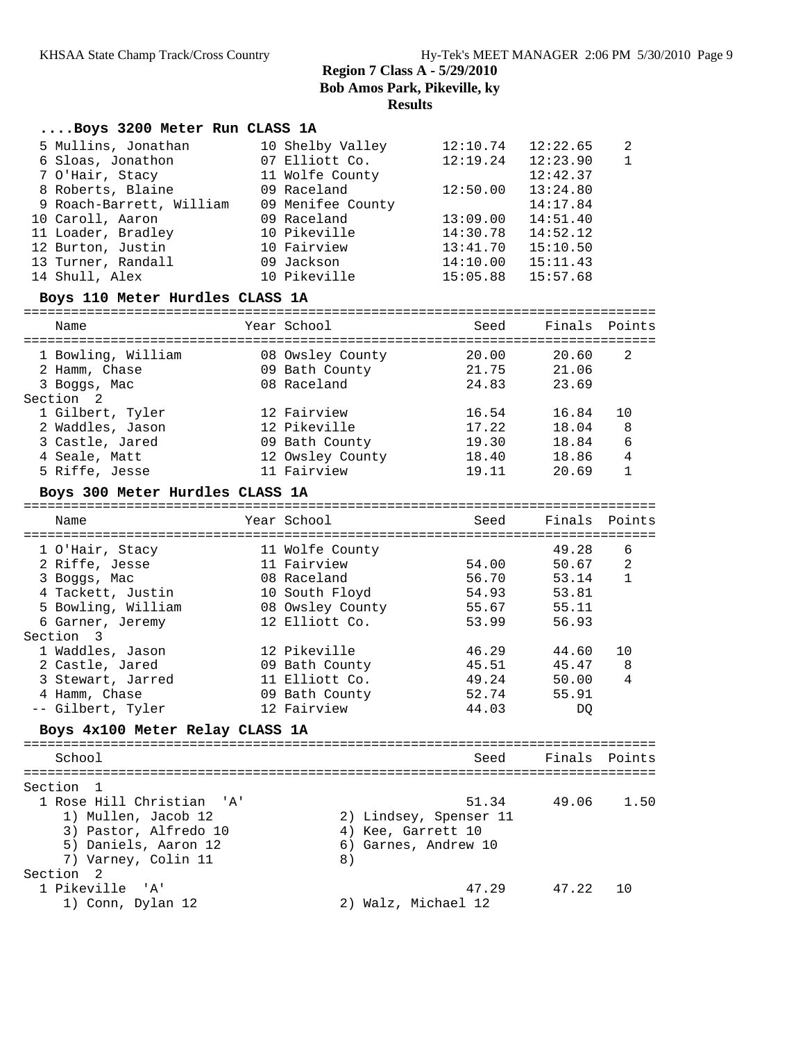## Region 7 Class A - 5/29/2010
## Bob Amos Park, Pikeville, ky
## Results

### ....Boys 3200 Meter Run CLASS 1A

| Place | Name | Year | School | Seed | Finals | Points |
|---|---|---|---|---|---|---|
| 5 | Mullins, Jonathan | 10 | Shelby Valley | 12:10.74 | 12:22.65 | 2 |
| 6 | Sloas, Jonathon | 07 | Elliott Co. | 12:19.24 | 12:23.90 | 1 |
| 7 | O'Hair, Stacy | 11 | Wolfe County | | 12:42.37 | |
| 8 | Roberts, Blaine | 09 | Raceland | 12:50.00 | 13:24.80 | |
| 9 | Roach-Barrett, William | 09 | Menifee County | | 14:17.84 | |
| 10 | Caroll, Aaron | 09 | Raceland | 13:09.00 | 14:51.40 | |
| 11 | Loader, Bradley | 10 | Pikeville | 14:30.78 | 14:52.12 | |
| 12 | Burton, Justin | 10 | Fairview | 13:41.70 | 15:10.50 | |
| 13 | Turner, Randall | 09 | Jackson | 14:10.00 | 15:11.43 | |
| 14 | Shull, Alex | 10 | Pikeville | 15:05.88 | 15:57.68 | |

### Boys 110 Meter Hurdles CLASS 1A

| Place | Name | Year | School | Seed | Finals | Points |
|---|---|---|---|---|---|---|
| 1 | Bowling, William | 08 | Owsley County | 20.00 | 20.60 | 2 |
| 2 | Hamm, Chase | 09 | Bath County | 21.75 | 21.06 | |
| 3 | Boggs, Mac | 08 | Raceland | 24.83 | 23.69 | |
| **Section 2** | | | | | | |
| 1 | Gilbert, Tyler | 12 | Fairview | 16.54 | 16.84 | 10 |
| 2 | Waddles, Jason | 12 | Pikeville | 17.22 | 18.04 | 8 |
| 3 | Castle, Jared | 09 | Bath County | 19.30 | 18.84 | 6 |
| 4 | Seale, Matt | 12 | Owsley County | 18.40 | 18.86 | 4 |
| 5 | Riffe, Jesse | 11 | Fairview | 19.11 | 20.69 | 1 |

### Boys 300 Meter Hurdles CLASS 1A

| Place | Name | Year | School | Seed | Finals | Points |
|---|---|---|---|---|---|---|
| 1 | O'Hair, Stacy | 11 | Wolfe County | | 49.28 | 6 |
| 2 | Riffe, Jesse | 11 | Fairview | 54.00 | 50.67 | 2 |
| 3 | Boggs, Mac | 08 | Raceland | 56.70 | 53.14 | 1 |
| 4 | Tackett, Justin | 10 | South Floyd | 54.93 | 53.81 | |
| 5 | Bowling, William | 08 | Owsley County | 55.67 | 55.11 | |
| 6 | Garner, Jeremy | 12 | Elliott Co. | 53.99 | 56.93 | |
| **Section 3** | | | | | | |
| 1 | Waddles, Jason | 12 | Pikeville | 46.29 | 44.60 | 10 |
| 2 | Castle, Jared | 09 | Bath County | 45.51 | 45.47 | 8 |
| 3 | Stewart, Jarred | 11 | Elliott Co. | 49.24 | 50.00 | 4 |
| 4 | Hamm, Chase | 09 | Bath County | 52.74 | 55.91 | |
| -- | Gilbert, Tyler | 12 | Fairview | 44.03 | DQ | |

### Boys 4x100 Meter Relay CLASS 1A

| Place | School | Seed | Finals | Points |
|---|---|---|---|---|
| **Section 1** | | | | |
| 1 | Rose Hill Christian 'A' | 51.34 | 49.06 | 1.50 |
| | 1) Mullen, Jacob 12; 2) Lindsey, Spenser 11; 3) Pastor, Alfredo 10; 4) Kee, Garrett 10; 5) Daniels, Aaron 12; 6) Garnes, Andrew 10; 7) Varney, Colin 11; 8) | | | |
| **Section 2** | | | | |
| 1 | Pikeville 'A' | 47.29 | 47.22 | 10 |
| | 1) Conn, Dylan 12; 2) Walz, Michael 12 | | | |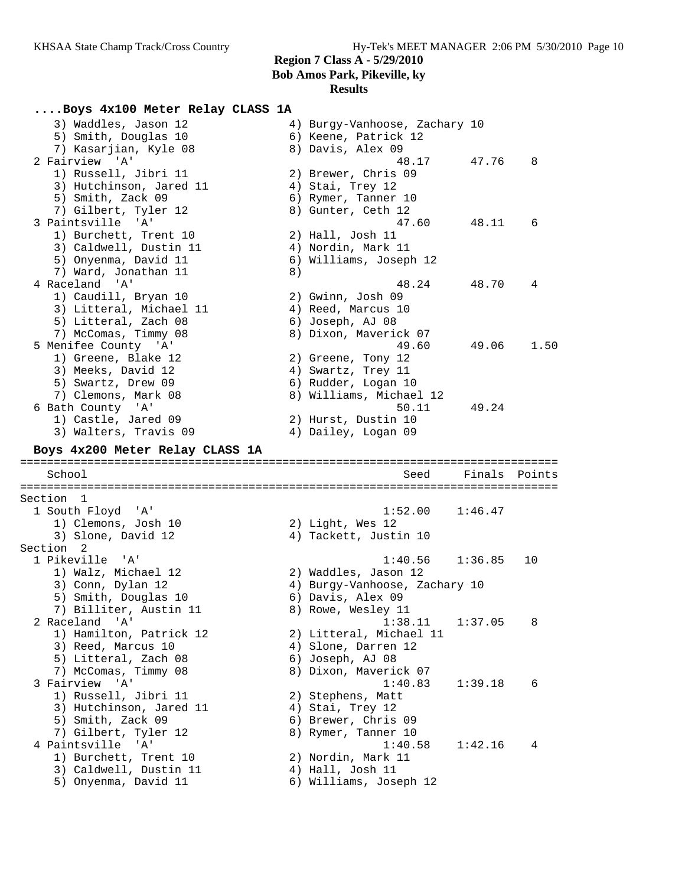**Region 7 Class A - 5/29/2010**
**Bob Amos Park, Pikeville, ky**
**Results**

### ....Boys 4x100 Meter Relay CLASS 1A

```
    3) Waddles, Jason 12              4) Burgy-Vanhoose, Zachary 10
    5) Smith, Douglas 10              6) Keene, Patrick 12
    7) Kasarjian, Kyle 08             8) Davis, Alex 09
  2 Fairview  'A'                               48.17      47.76    8
    1) Russell, Jibri 11              2) Brewer, Chris 09
    3) Hutchinson, Jared 11           4) Stai, Trey 12
    5) Smith, Zack 09                 6) Rymer, Tanner 10
    7) Gilbert, Tyler 12              8) Gunter, Ceth 12
  3 Paintsville  'A'                            47.60      48.11    6
    1) Burchett, Trent 10             2) Hall, Josh 11
    3) Caldwell, Dustin 11            4) Nordin, Mark 11
    5) Onyenma, David 11              6) Williams, Joseph 12
    7) Ward, Jonathan 11              8)
  4 Raceland  'A'                               48.24      48.70    4
    1) Caudill, Bryan 10              2) Gwinn, Josh 09
    3) Litteral, Michael 11           4) Reed, Marcus 10
    5) Litteral, Zach 08              6) Joseph, AJ 08
    7) McComas, Timmy 08              8) Dixon, Maverick 07
  5 Menifee County  'A'                         49.60      49.06    1.50
    1) Greene, Blake 12               2) Greene, Tony 12
    3) Meeks, David 12                4) Swartz, Trey 11
    5) Swartz, Drew 09                6) Rudder, Logan 10
    7) Clemons, Mark 08               8) Williams, Michael 12
  6 Bath County  'A'                            50.11      49.24
    1) Castle, Jared 09               2) Hurst, Dustin 10
    3) Walters, Travis 09             4) Dailey, Logan 09
```

### Boys 4x200 Meter Relay CLASS 1A

```
================================================================================
    School                                        Seed     Finals  Points
================================================================================
Section  1
  1 South Floyd  'A'                          1:52.00    1:46.47
    1) Clemons, Josh 10               2) Light, Wes 12
    3) Slone, David 12                4) Tackett, Justin 10
Section  2
  1 Pikeville  'A'                            1:40.56    1:36.85   10
    1) Walz, Michael 12               2) Waddles, Jason 12
    3) Conn, Dylan 12                 4) Burgy-Vanhoose, Zachary 10
    5) Smith, Douglas 10              6) Davis, Alex 09
    7) Billiter, Austin 11            8) Rowe, Wesley 11
  2 Raceland  'A'                             1:38.11    1:37.05    8
    1) Hamilton, Patrick 12           2) Litteral, Michael 11
    3) Reed, Marcus 10                4) Slone, Darren 12
    5) Litteral, Zach 08              6) Joseph, AJ 08
    7) McComas, Timmy 08              8) Dixon, Maverick 07
  3 Fairview  'A'                             1:40.83    1:39.18    6
    1) Russell, Jibri 11              2) Stephens, Matt
    3) Hutchinson, Jared 11           4) Stai, Trey 12
    5) Smith, Zack 09                 6) Brewer, Chris 09
    7) Gilbert, Tyler 12              8) Rymer, Tanner 10
  4 Paintsville  'A'                          1:40.58    1:42.16    4
    1) Burchett, Trent 10             2) Nordin, Mark 11
    3) Caldwell, Dustin 11            4) Hall, Josh 11
    5) Onyenma, David 11              6) Williams, Joseph 12
```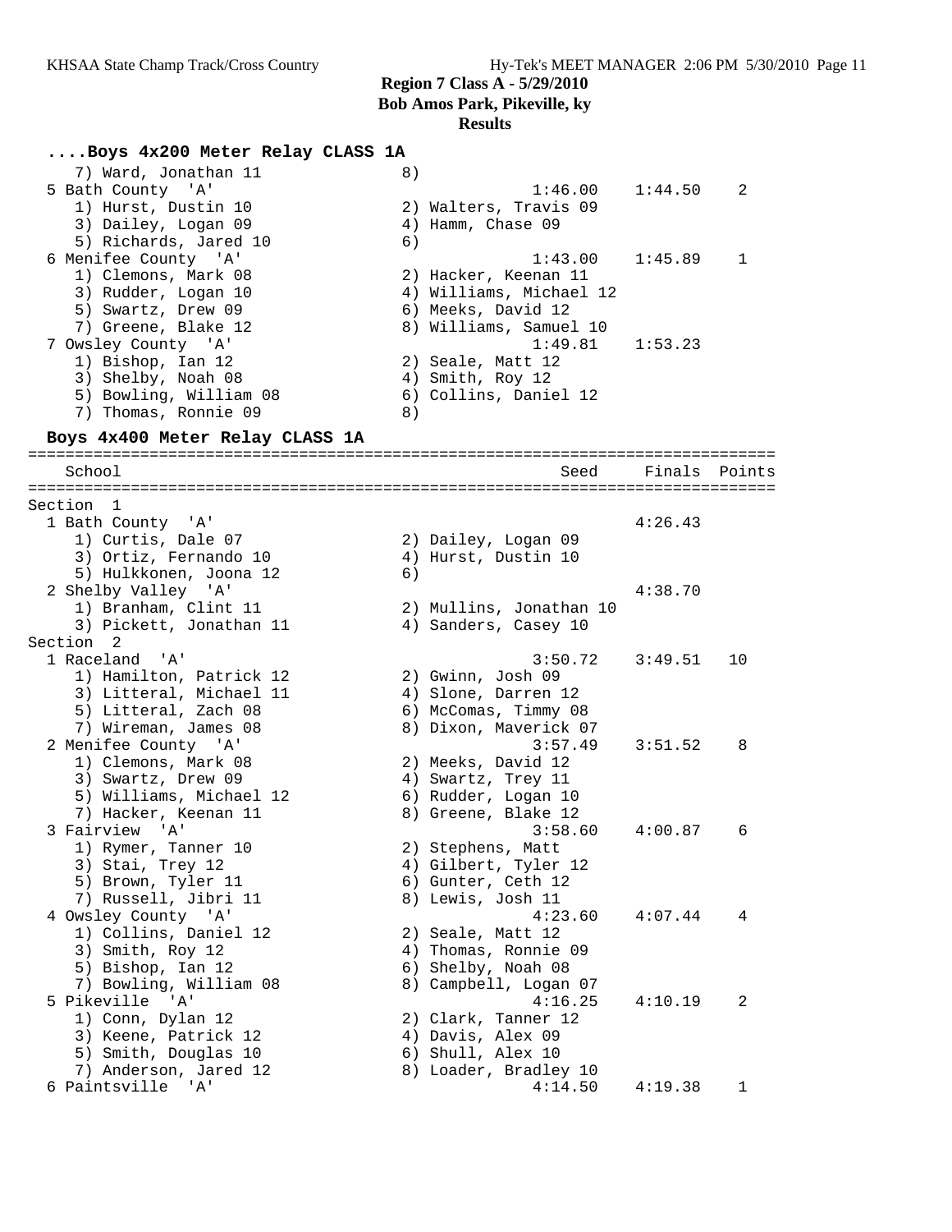**Region 7 Class A - 5/29/2010**
**Bob Amos Park, Pikeville, ky**
**Results**

### ....Boys 4x200 Meter Relay CLASS 1A

```
    7) Ward, Jonathan 11              8)
  5 Bath County  'A'                                 1:46.00    1:44.50    2
     1) Hurst, Dustin 10              2) Walters, Travis 09
     3) Dailey, Logan 09              4) Hamm, Chase 09
     5) Richards, Jared 10            6)
  6 Menifee County  'A'                              1:43.00    1:45.89    1
     1) Clemons, Mark 08              2) Hacker, Keenan 11
     3) Rudder, Logan 10              4) Williams, Michael 12
     5) Swartz, Drew 09               6) Meeks, David 12
     7) Greene, Blake 12              8) Williams, Samuel 10
  7 Owsley County  'A'                               1:49.81    1:53.23
     1) Bishop, Ian 12                2) Seale, Matt 12
     3) Shelby, Noah 08               4) Smith, Roy 12
     5) Bowling, William 08           6) Collins, Daniel 12
     7) Thomas, Ronnie 09             8)
```

### Boys 4x400 Meter Relay CLASS 1A

```
================================================================================
    School                                            Seed     Finals  Points
================================================================================
Section  1
  1 Bath County  'A'                                            4:26.43
     1) Curtis, Dale 07               2) Dailey, Logan 09
     3) Ortiz, Fernando 10            4) Hurst, Dustin 10
     5) Hulkkonen, Joona 12           6)
  2 Shelby Valley  'A'                                          4:38.70
     1) Branham, Clint 11             2) Mullins, Jonathan 10
     3) Pickett, Jonathan 11          4) Sanders, Casey 10
Section  2
  1 Raceland  'A'                                    3:50.72    3:49.51   10
     1) Hamilton, Patrick 12          2) Gwinn, Josh 09
     3) Litteral, Michael 11          4) Slone, Darren 12
     5) Litteral, Zach 08             6) McComas, Timmy 08
     7) Wireman, James 08             8) Dixon, Maverick 07
  2 Menifee County  'A'                              3:57.49    3:51.52    8
     1) Clemons, Mark 08              2) Meeks, David 12
     3) Swartz, Drew 09               4) Swartz, Trey 11
     5) Williams, Michael 12          6) Rudder, Logan 10
     7) Hacker, Keenan 11             8) Greene, Blake 12
  3 Fairview  'A'                                    3:58.60    4:00.87    6
     1) Rymer, Tanner 10              2) Stephens, Matt
     3) Stai, Trey 12                 4) Gilbert, Tyler 12
     5) Brown, Tyler 11               6) Gunter, Ceth 12
     7) Russell, Jibri 11             8) Lewis, Josh 11
  4 Owsley County  'A'                               4:23.60    4:07.44    4
     1) Collins, Daniel 12            2) Seale, Matt 12
     3) Smith, Roy 12                 4) Thomas, Ronnie 09
     5) Bishop, Ian 12                6) Shelby, Noah 08
     7) Bowling, William 08           8) Campbell, Logan 07
  5 Pikeville  'A'                                   4:16.25    4:10.19    2
     1) Conn, Dylan 12                2) Clark, Tanner 12
     3) Keene, Patrick 12             4) Davis, Alex 09
     5) Smith, Douglas 10             6) Shull, Alex 10
     7) Anderson, Jared 12            8) Loader, Bradley 10
  6 Paintsville  'A'                                 4:14.50    4:19.38    1
```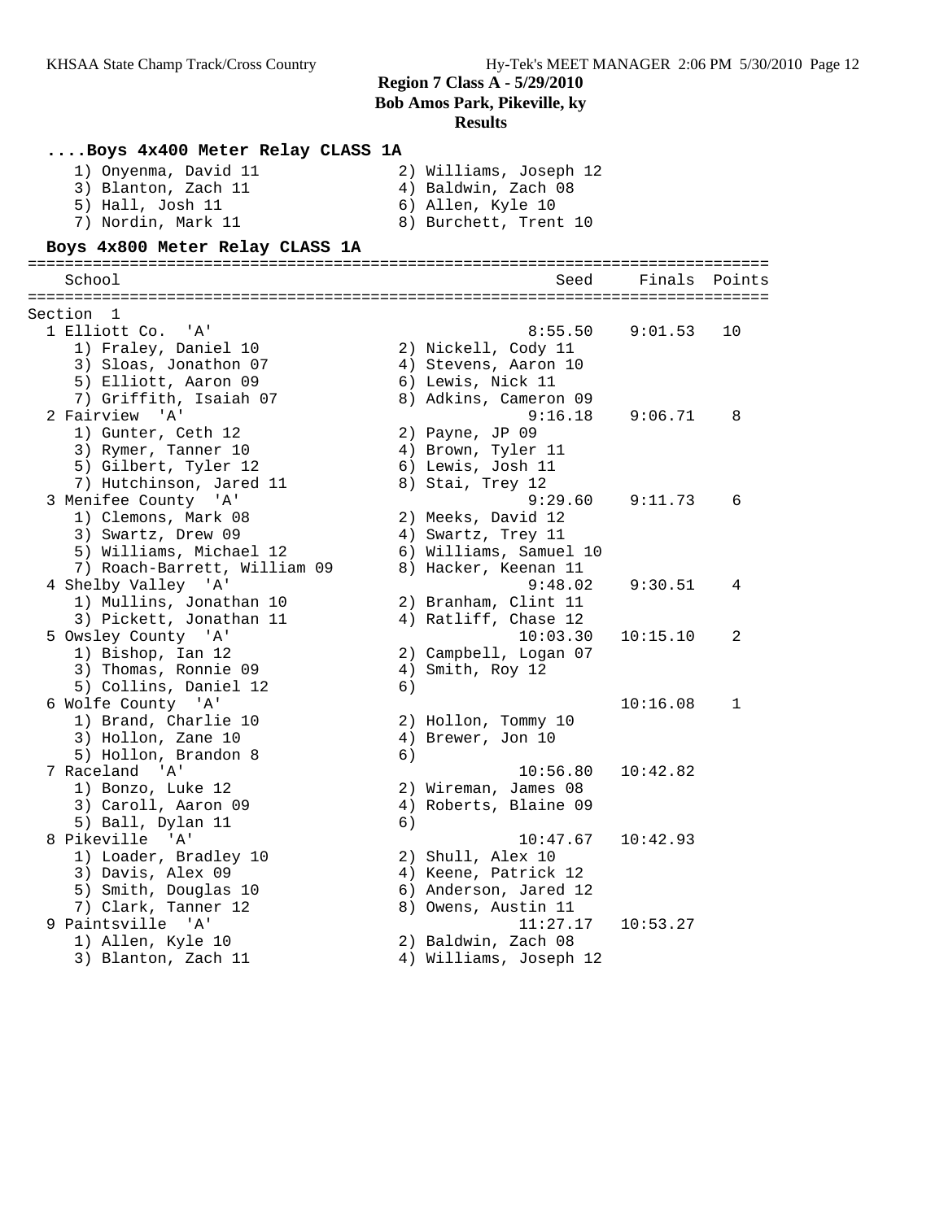Region 7 Class A - 5/29/2010
Bob Amos Park, Pikeville, ky
Results

### ....Boys 4x400 Meter Relay CLASS 1A

| | |
|---|---|
| 1) Onyenma, David 11 | 2) Williams, Joseph 12 |
| 3) Blanton, Zach 11 | 4) Baldwin, Zach 08 |
| 5) Hall, Josh 11 | 6) Allen, Kyle 10 |
| 7) Nordin, Mark 11 | 8) Burchett, Trent 10 |

### Boys 4x800 Meter Relay CLASS 1A

| School | | Seed | Finals | Points |
|---|---|---|---|---|
| Section 1 | | | | |
| 1 Elliott Co. 'A' | | 8:55.50 | 9:01.53 | 10 |
| 1) Fraley, Daniel 10 | 2) Nickell, Cody 11 | | | |
| 3) Sloas, Jonathon 07 | 4) Stevens, Aaron 10 | | | |
| 5) Elliott, Aaron 09 | 6) Lewis, Nick 11 | | | |
| 7) Griffith, Isaiah 07 | 8) Adkins, Cameron 09 | | | |
| 2 Fairview 'A' | | 9:16.18 | 9:06.71 | 8 |
| 1) Gunter, Ceth 12 | 2) Payne, JP 09 | | | |
| 3) Rymer, Tanner 10 | 4) Brown, Tyler 11 | | | |
| 5) Gilbert, Tyler 12 | 6) Lewis, Josh 11 | | | |
| 7) Hutchinson, Jared 11 | 8) Stai, Trey 12 | | | |
| 3 Menifee County 'A' | | 9:29.60 | 9:11.73 | 6 |
| 1) Clemons, Mark 08 | 2) Meeks, David 12 | | | |
| 3) Swartz, Drew 09 | 4) Swartz, Trey 11 | | | |
| 5) Williams, Michael 12 | 6) Williams, Samuel 10 | | | |
| 7) Roach-Barrett, William 09 | 8) Hacker, Keenan 11 | | | |
| 4 Shelby Valley 'A' | | 9:48.02 | 9:30.51 | 4 |
| 1) Mullins, Jonathan 10 | 2) Branham, Clint 11 | | | |
| 3) Pickett, Jonathan 11 | 4) Ratliff, Chase 12 | | | |
| 5 Owsley County 'A' | | 10:03.30 | 10:15.10 | 2 |
| 1) Bishop, Ian 12 | 2) Campbell, Logan 07 | | | |
| 3) Thomas, Ronnie 09 | 4) Smith, Roy 12 | | | |
| 5) Collins, Daniel 12 | 6) | | | |
| 6 Wolfe County 'A' | | | 10:16.08 | 1 |
| 1) Brand, Charlie 10 | 2) Hollon, Tommy 10 | | | |
| 3) Hollon, Zane 10 | 4) Brewer, Jon 10 | | | |
| 5) Hollon, Brandon 8 | 6) | | | |
| 7 Raceland 'A' | | 10:56.80 | 10:42.82 | |
| 1) Bonzo, Luke 12 | 2) Wireman, James 08 | | | |
| 3) Caroll, Aaron 09 | 4) Roberts, Blaine 09 | | | |
| 5) Ball, Dylan 11 | 6) | | | |
| 8 Pikeville 'A' | | 10:47.67 | 10:42.93 | |
| 1) Loader, Bradley 10 | 2) Shull, Alex 10 | | | |
| 3) Davis, Alex 09 | 4) Keene, Patrick 12 | | | |
| 5) Smith, Douglas 10 | 6) Anderson, Jared 12 | | | |
| 7) Clark, Tanner 12 | 8) Owens, Austin 11 | | | |
| 9 Paintsville 'A' | | 11:27.17 | 10:53.27 | |
| 1) Allen, Kyle 10 | 2) Baldwin, Zach 08 | | | |
| 3) Blanton, Zach 11 | 4) Williams, Joseph 12 | | | |